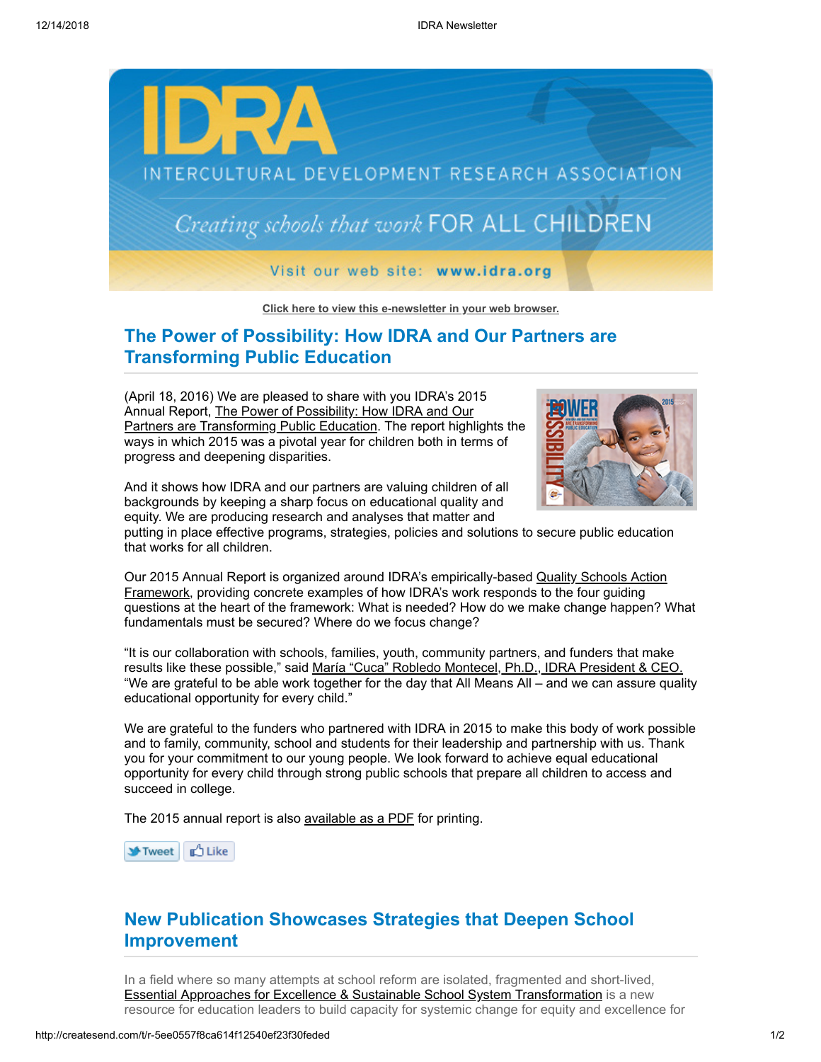Click here to view this e-newsletter in your web browser.

## The Power of Possibility: How IDRA and Our Partners are Transforming Public Education

(April 18, 2016) We are pleased to share with you IDRA's 2015 Annual Report, The Power of Possibility: How IDRA and Our Partners are Transforming Public Education. The report highlights the ways in which 2015 was a pivotal year for children both in terms of progress and deepening disparities.

And it shows how IDRA and our partners are valuing children of all backgrounds by keeping a sharp focus on educational quality and equity. We are producing research and analyses that matter and putting in place effective programs, strategies, policies and solutions to secure public education that works for all children.

Our 2015 Annual Report is organized around IDRA's empirically-based Quality Schools Action Framework, providing concrete examples of how IDRA's work responds to the four guiding questions at the heart of the framework: What is needed? How do we make change happen? What fundamentals must be secured? Where do we focus change?

"It is our collaboration with schools, families, youth, community partners, and funders that make results like these possible," said María "Cuca" Robledo Montecel, Ph.D., IDRA President & CEO. "We are grateful to be able work together for the day that All Means All – and we can assure quality educational opportunity for every child."

We are grateful to the funders who partnered with IDRA in 2015 to make this body of work possible and to family, community, school and students for their leadership and partnership with us. Thank you for your commitment to our young people. We look forward to achieve equal educational opportunity for every child through strong public schools that prepare all children to access and succeed in college.

The 2015 annual report is also available as a PDF for printing.

Tweet Like

## New Publication Showcases Strategies that Deepen School Improvement

In a field where so many attempts at school reform are isolated, fragmented and short-lived, Essential Approaches for Excellence & Sustainable School System Transformation is a new resource for education leaders to build capacity for systemic change for equity and excellence for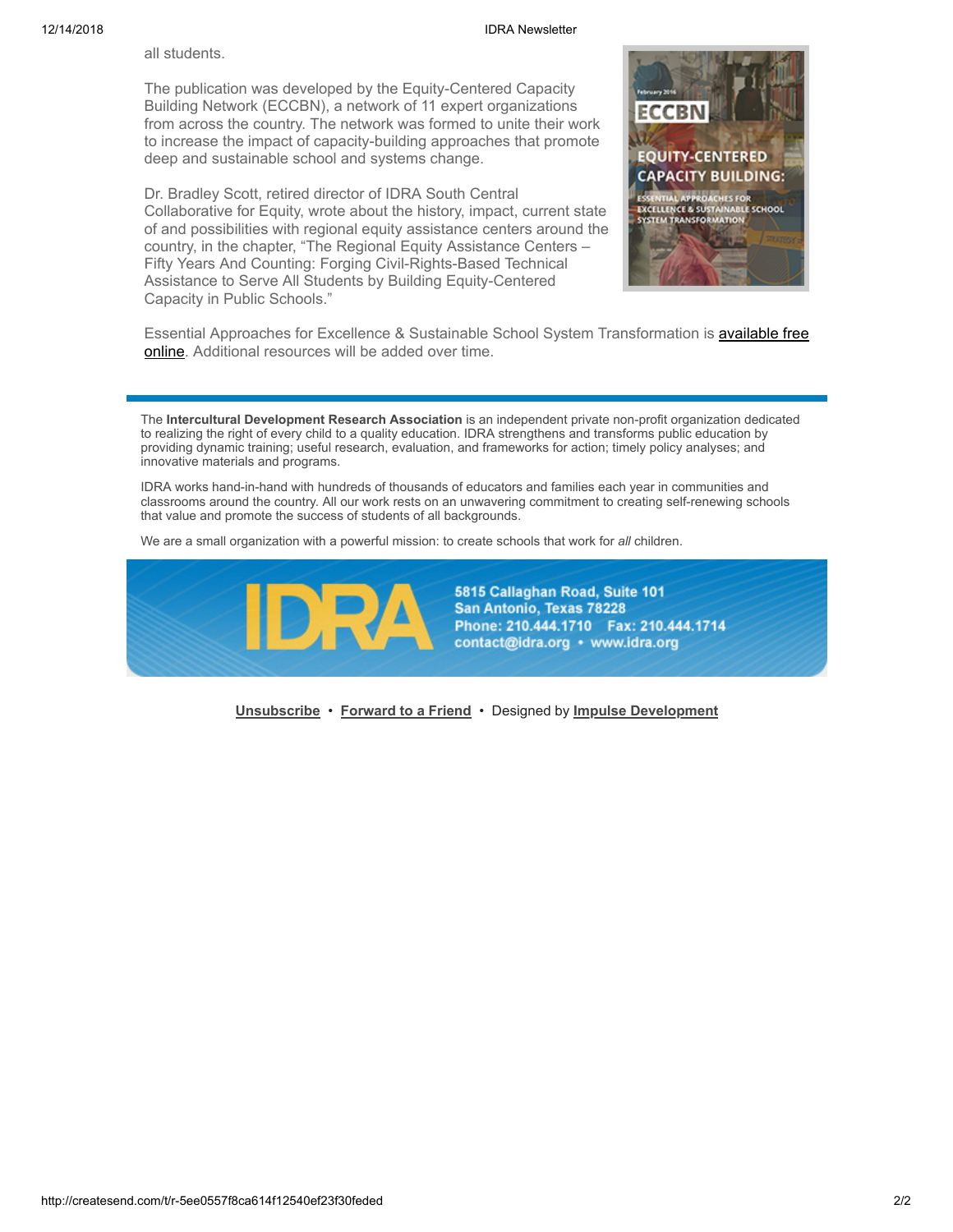all students.

The publication was developed by the Equity-Centered Capacity Building Network (ECCBN), a network of 11 expert organizations from across the country. The network was formed to unite their work to increase the impact of capacity-building approaches that promote deep and sustainable school and systems change.

Dr. Bradley Scott, retired director of IDRA South Central Collaborative for Equity, wrote about the history, impact, current state of and possibilities with regional equity assistance centers around the country, in the chapter, "The Regional Equity Assistance Centers – Fifty Years And Counting: Forging Civil-Rights-Based Technical Assistance to Serve All Students by Building Equity-Centered Capacity in Public Schools."

Essential Approaches for Excellence & Sustainable School System Transformation is available free online. Additional resources will be added over time.

---

The **Intercultural Development Research Association** is an independent private non-profit organization dedicated to realizing the right of every child to a quality education. IDRA strengthens and transforms public education by providing dynamic training; useful research, evaluation, and frameworks for action; timely policy analyses; and innovative materials and programs.

IDRA works hand-in-hand with hundreds of thousands of educators and families each year in communities and classrooms around the country. All our work rests on an unwavering commitment to creating self-renewing schools that value and promote the success of students of all backgrounds.

We are a small organization with a powerful mission: to create schools that work for *all* children.

IDRA

5815 Callaghan Road, Suite 101
San Antonio, Texas 78228
Phone: 210.444.1710 Fax: 210.444.1714
contact@idra.org • www.idra.org

Unsubscribe • Forward to a Friend • Designed by Impulse Development